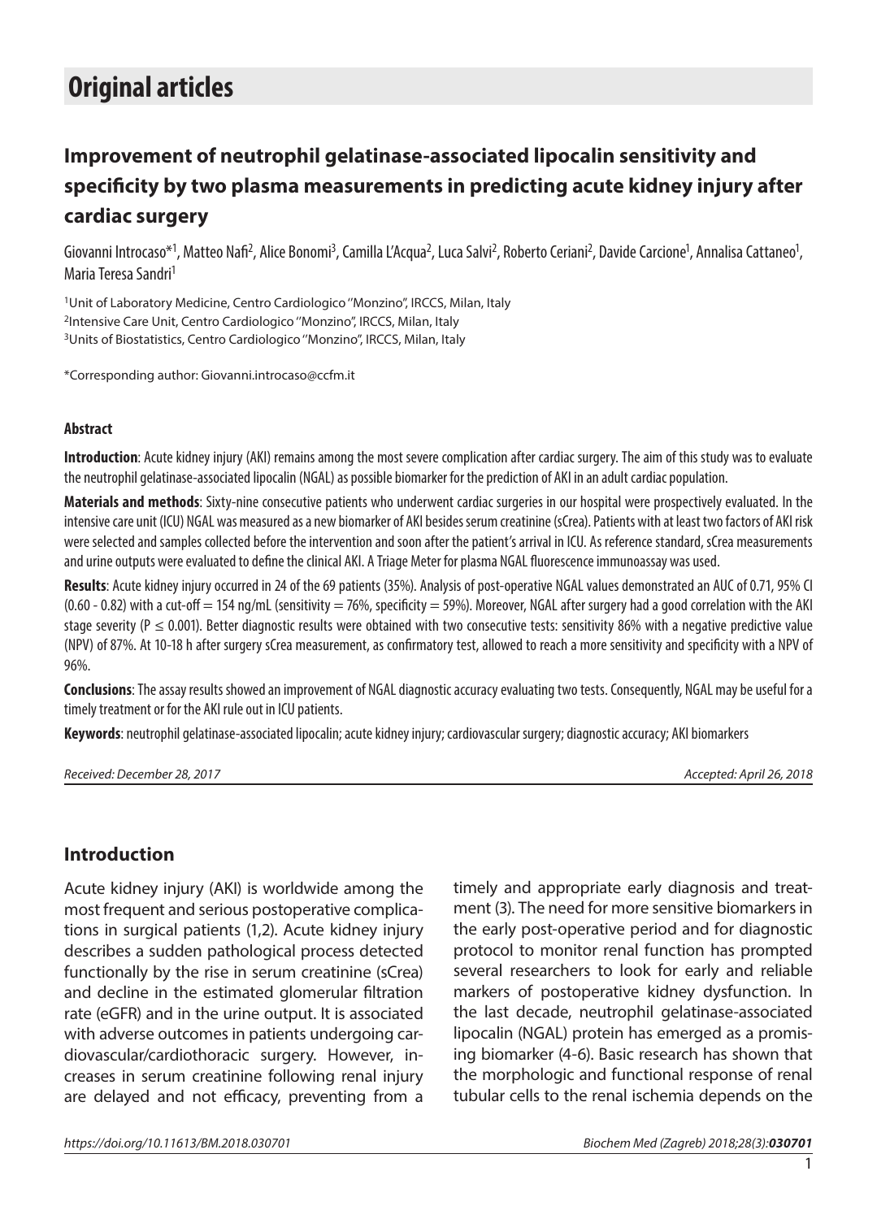# Original articles

## Improvement of neutrophil gelatinase-associated lipocalin sensitivity and specificity by two plasma measurements in predicting acute kidney injury after cardiac surgery

Giovanni Introcaso*[1], Matteo Nafi[2], Alice Bonomi[3], Camilla L'Acqua[2], Luca Salvi[2], Roberto Ceriani[2], Davide Carcione[1], Annalisa Cattaneo[1], Maria Teresa Sandri[1]

[1]Unit of Laboratory Medicine, Centro Cardiologico ''Monzino'', IRCCS, Milan, Italy
[2]Intensive Care Unit, Centro Cardiologico ''Monzino'', IRCCS, Milan, Italy
[3]Units of Biostatistics, Centro Cardiologico ''Monzino'', IRCCS, Milan, Italy

*Corresponding author: Giovanni.introcaso@ccfm.it

#### Abstract

**Introduction**: Acute kidney injury (AKI) remains among the most severe complication after cardiac surgery. The aim of this study was to evaluate the neutrophil gelatinase-associated lipocalin (NGAL) as possible biomarker for the prediction of AKI in an adult cardiac population.

**Materials and methods**: Sixty-nine consecutive patients who underwent cardiac surgeries in our hospital were prospectively evaluated. In the intensive care unit (ICU) NGAL was measured as a new biomarker of AKI besides serum creatinine (sCrea). Patients with at least two factors of AKI risk were selected and samples collected before the intervention and soon after the patient's arrival in ICU. As reference standard, sCrea measurements and urine outputs were evaluated to define the clinical AKI. A Triage Meter for plasma NGAL fluorescence immunoassay was used.

**Results**: Acute kidney injury occurred in 24 of the 69 patients (35%). Analysis of post-operative NGAL values demonstrated an AUC of 0.71, 95% CI (0.60 - 0.82) with a cut-off = 154 ng/mL (sensitivity = 76%, specificity = 59%). Moreover, NGAL after surgery had a good correlation with the AKI stage severity ($P \leq 0.001$). Better diagnostic results were obtained with two consecutive tests: sensitivity 86% with a negative predictive value (NPV) of 87%. At 10-18 h after surgery sCrea measurement, as confirmatory test, allowed to reach a more sensitivity and specificity with a NPV of 96%.

**Conclusions**: The assay results showed an improvement of NGAL diagnostic accuracy evaluating two tests. Consequently, NGAL may be useful for a timely treatment or for the AKI rule out in ICU patients.

**Keywords**: neutrophil gelatinase-associated lipocalin; acute kidney injury; cardiovascular surgery; diagnostic accuracy; AKI biomarkers

*Received: December 28, 2017* *Accepted: April 26, 2018*

## Introduction

Acute kidney injury (AKI) is worldwide among the most frequent and serious postoperative complications in surgical patients (1,2). Acute kidney injury describes a sudden pathological process detected functionally by the rise in serum creatinine (sCrea) and decline in the estimated glomerular filtration rate (eGFR) and in the urine output. It is associated with adverse outcomes in patients undergoing cardiovascular/cardiothoracic surgery. However, increases in serum creatinine following renal injury are delayed and not efficacy, preventing from a timely and appropriate early diagnosis and treatment (3). The need for more sensitive biomarkers in the early post-operative period and for diagnostic protocol to monitor renal function has prompted several researchers to look for early and reliable markers of postoperative kidney dysfunction. In the last decade, neutrophil gelatinase-associated lipocalin (NGAL) protein has emerged as a promising biomarker (4-6). Basic research has shown that the morphologic and functional response of renal tubular cells to the renal ischemia depends on the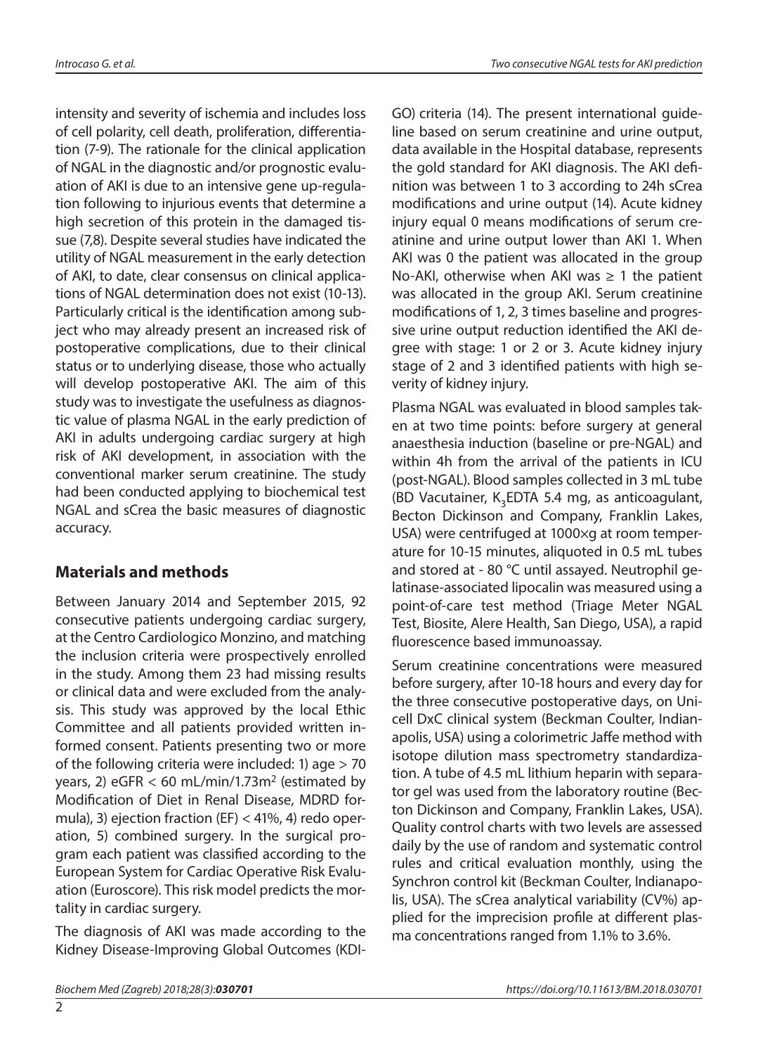intensity and severity of ischemia and includes loss of cell polarity, cell death, proliferation, differentiation (7-9). The rationale for the clinical application of NGAL in the diagnostic and/or prognostic evaluation of AKI is due to an intensive gene up-regulation following to injurious events that determine a high secretion of this protein in the damaged tissue (7,8). Despite several studies have indicated the utility of NGAL measurement in the early detection of AKI, to date, clear consensus on clinical applications of NGAL determination does not exist (10-13). Particularly critical is the identification among subject who may already present an increased risk of postoperative complications, due to their clinical status or to underlying disease, those who actually will develop postoperative AKI. The aim of this study was to investigate the usefulness as diagnostic value of plasma NGAL in the early prediction of AKI in adults undergoing cardiac surgery at high risk of AKI development, in association with the conventional marker serum creatinine. The study had been conducted applying to biochemical test NGAL and sCrea the basic measures of diagnostic accuracy.

## Materials and methods

Between January 2014 and September 2015, 92 consecutive patients undergoing cardiac surgery, at the Centro Cardiologico Monzino, and matching the inclusion criteria were prospectively enrolled in the study. Among them 23 had missing results or clinical data and were excluded from the analysis. This study was approved by the local Ethic Committee and all patients provided written informed consent. Patients presenting two or more of the following criteria were included: 1) age > 70 years, 2) eGFR < 60 mL/min/1.73m$^2$ (estimated by Modification of Diet in Renal Disease, MDRD formula), 3) ejection fraction (EF) < 41%, 4) redo operation, 5) combined surgery. In the surgical program each patient was classified according to the European System for Cardiac Operative Risk Evaluation (Euroscore). This risk model predicts the mortality in cardiac surgery.

The diagnosis of AKI was made according to the Kidney Disease-Improving Global Outcomes (KDIGO) criteria (14). The present international guideline based on serum creatinine and urine output, data available in the Hospital database, represents the gold standard for AKI diagnosis. The AKI definition was between 1 to 3 according to 24h sCrea modifications and urine output (14). Acute kidney injury equal 0 means modifications of serum creatinine and urine output lower than AKI 1. When AKI was 0 the patient was allocated in the group No-AKI, otherwise when AKI was ≥ 1 the patient was allocated in the group AKI. Serum creatinine modifications of 1, 2, 3 times baseline and progressive urine output reduction identified the AKI degree with stage: 1 or 2 or 3. Acute kidney injury stage of 2 and 3 identified patients with high severity of kidney injury.

Plasma NGAL was evaluated in blood samples taken at two time points: before surgery at general anaesthesia induction (baseline or pre-NGAL) and within 4h from the arrival of the patients in ICU (post-NGAL). Blood samples collected in 3 mL tube (BD Vacutainer, $K_3$EDTA 5.4 mg, as anticoagulant, Becton Dickinson and Company, Franklin Lakes, USA) were centrifuged at 1000×g at room temperature for 10-15 minutes, aliquoted in 0.5 mL tubes and stored at - 80 °C until assayed. Neutrophil gelatinase-associated lipocalin was measured using a point-of-care test method (Triage Meter NGAL Test, Biosite, Alere Health, San Diego, USA), a rapid fluorescence based immunoassay.

Serum creatinine concentrations were measured before surgery, after 10-18 hours and every day for the three consecutive postoperative days, on Unicell DxC clinical system (Beckman Coulter, Indianapolis, USA) using a colorimetric Jaffe method with isotope dilution mass spectrometry standardization. A tube of 4.5 mL lithium heparin with separator gel was used from the laboratory routine (Becton Dickinson and Company, Franklin Lakes, USA). Quality control charts with two levels are assessed daily by the use of random and systematic control rules and critical evaluation monthly, using the Synchron control kit (Beckman Coulter, Indianapolis, USA). The sCrea analytical variability (CV%) applied for the imprecision profile at different plasma concentrations ranged from 1.1% to 3.6%.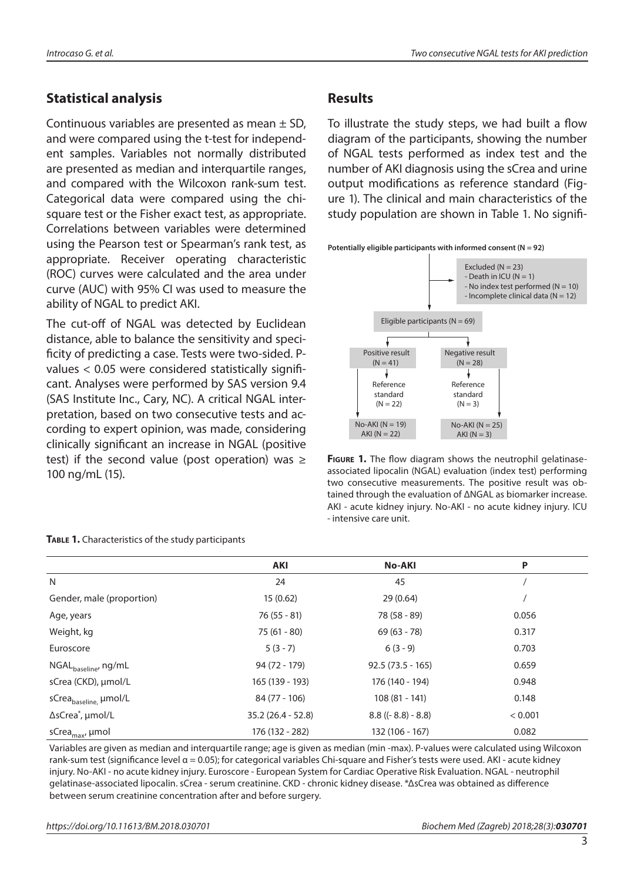## Statistical analysis

Continuous variables are presented as mean ± SD, and were compared using the t-test for independent samples. Variables not normally distributed are presented as median and interquartile ranges, and compared with the Wilcoxon rank-sum test. Categorical data were compared using the chi-square test or the Fisher exact test, as appropriate. Correlations between variables were determined using the Pearson test or Spearman's rank test, as appropriate. Receiver operating characteristic (ROC) curves were calculated and the area under curve (AUC) with 95% CI was used to measure the ability of NGAL to predict AKI.

The cut-off of NGAL was detected by Euclidean distance, able to balance the sensitivity and specificity of predicting a case. Tests were two-sided. P-values < 0.05 were considered statistically significant. Analyses were performed by SAS version 9.4 (SAS Institute Inc., Cary, NC). A critical NGAL interpretation, based on two consecutive tests and according to expert opinion, was made, considering clinically significant an increase in NGAL (positive test) if the second value (post operation) was ≥ 100 ng/mL (15).

## Results

To illustrate the study steps, we had built a flow diagram of the participants, showing the number of NGAL tests performed as index test and the number of AKI diagnosis using the sCrea and urine output modifications as reference standard (Figure 1). The clinical and main characteristics of the study population are shown in Table 1. No signifi-

**Potentially eligible participants with informed consent (N = 92)**

Excluded (N = 23)
- Death in ICU (N = 1)
- No index test performed (N = 10)
- Incomplete clinical data (N = 12)

Eligible participants (N = 69)

Positive result (N = 41) → Reference standard (N = 22) → No-AKI (N = 19), AKI (N = 22)

Negative result (N = 28) → Reference standard (N = 3) → No-AKI (N = 25), AKI (N = 3)

**Figure 1.** The flow diagram shows the neutrophil gelatinase-associated lipocalin (NGAL) evaluation (index test) performing two consecutive measurements. The positive result was obtained through the evaluation of ΔNGAL as biomarker increase. AKI - acute kidney injury. No-AKI - no acute kidney injury. ICU - intensive care unit.

**Table 1.** Characteristics of the study participants

| | AKI | No-AKI | P |
|---|---|---|---|
| N | 24 | 45 | / |
| Gender, male (proportion) | 15 (0.62) | 29 (0.64) | / |
| Age, years | 76 (55 - 81) | 78 (58 - 89) | 0.056 |
| Weight, kg | 75 (61 - 80) | 69 (63 - 78) | 0.317 |
| Euroscore | 5 (3 - 7) | 6 (3 - 9) | 0.703 |
| $NGAL_{baseline}$, ng/mL | 94 (72 - 179) | 92.5 (73.5 - 165) | 0.659 |
| sCrea (CKD), μmol/L | 165 (139 - 193) | 176 (140 - 194) | 0.948 |
| $sCrea_{baseline}$, μmol/L | 84 (77 - 106) | 108 (81 - 141) | 0.148 |
| ΔsCrea*, μmol/L | 35.2 (26.4 - 52.8) | 8.8 ((- 8.8) - 8.8) | < 0.001 |
| $sCrea_{max}$, μmol | 176 (132 - 282) | 132 (106 - 167) | 0.082 |

Variables are given as median and interquartile range; age is given as median (min -max). P-values were calculated using Wilcoxon rank-sum test (significance level α = 0.05); for categorical variables Chi-square and Fisher's tests were used. AKI - acute kidney injury. No-AKI - no acute kidney injury. Euroscore - European System for Cardiac Operative Risk Evaluation. NGAL - neutrophil gelatinase-associated lipocalin. sCrea - serum creatinine. CKD - chronic kidney disease. *ΔsCrea was obtained as difference between serum creatinine concentration after and before surgery.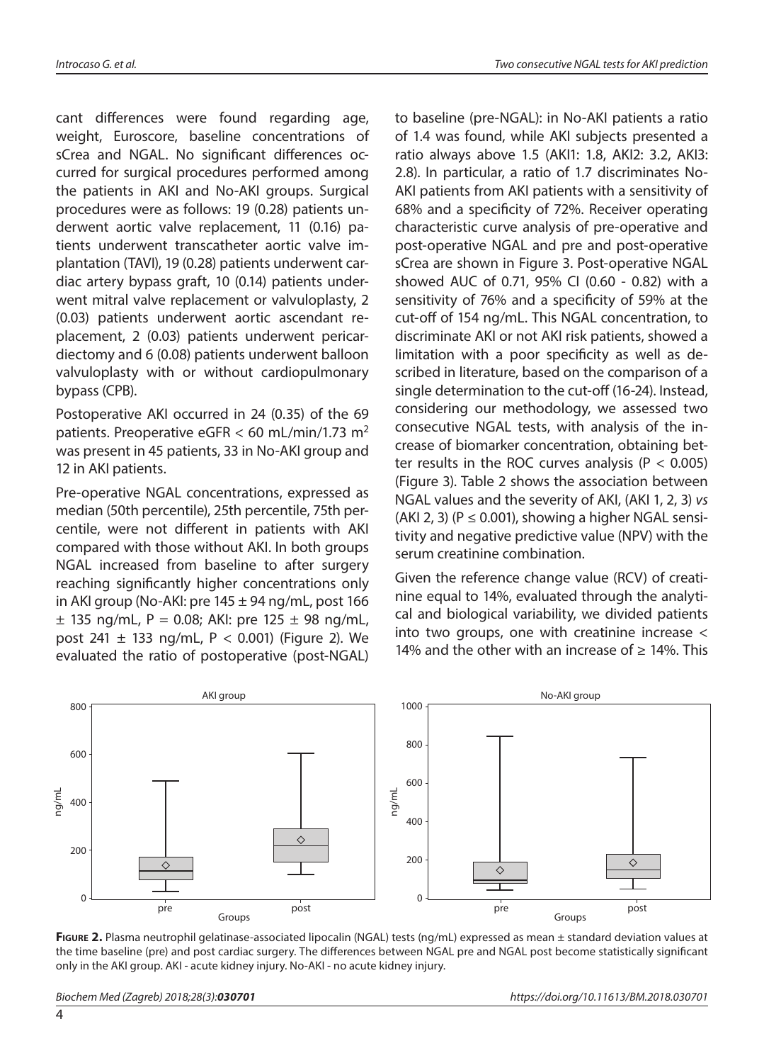cant differences were found regarding age, weight, Euroscore, baseline concentrations of sCrea and NGAL. No significant differences occurred for surgical procedures performed among the patients in AKI and No-AKI groups. Surgical procedures were as follows: 19 (0.28) patients underwent aortic valve replacement, 11 (0.16) patients underwent transcatheter aortic valve implantation (TAVI), 19 (0.28) patients underwent cardiac artery bypass graft, 10 (0.14) patients underwent mitral valve replacement or valvuloplasty, 2 (0.03) patients underwent aortic ascendant replacement, 2 (0.03) patients underwent pericardiectomy and 6 (0.08) patients underwent balloon valvuloplasty with or without cardiopulmonary bypass (CPB).

Postoperative AKI occurred in 24 (0.35) of the 69 patients. Preoperative eGFR < 60 mL/min/1.73 m$^2$ was present in 45 patients, 33 in No-AKI group and 12 in AKI patients.

Pre-operative NGAL concentrations, expressed as median (50th percentile), 25th percentile, 75th percentile, were not different in patients with AKI compared with those without AKI. In both groups NGAL increased from baseline to after surgery reaching significantly higher concentrations only in AKI group (No-AKI: pre 145 ± 94 ng/mL, post 166 ± 135 ng/mL, P = 0.08; AKI: pre 125 ± 98 ng/mL, post 241 ± 133 ng/mL, P < 0.001) (Figure 2). We evaluated the ratio of postoperative (post-NGAL) to baseline (pre-NGAL): in No-AKI patients a ratio of 1.4 was found, while AKI subjects presented a ratio always above 1.5 (AKI1: 1.8, AKI2: 3.2, AKI3: 2.8). In particular, a ratio of 1.7 discriminates No-AKI patients from AKI patients with a sensitivity of 68% and a specificity of 72%. Receiver operating characteristic curve analysis of pre-operative and post-operative NGAL and pre and post-operative sCrea are shown in Figure 3. Post-operative NGAL showed AUC of 0.71, 95% CI (0.60 - 0.82) with a sensitivity of 76% and a specificity of 59% at the cut-off of 154 ng/mL. This NGAL concentration, to discriminate AKI or not AKI risk patients, showed a limitation with a poor specificity as well as described in literature, based on the comparison of a single determination to the cut-off (16-24). Instead, considering our methodology, we assessed two consecutive NGAL tests, with analysis of the increase of biomarker concentration, obtaining better results in the ROC curves analysis (P < 0.005) (Figure 3). Table 2 shows the association between NGAL values and the severity of AKI, (AKI 1, 2, 3) *vs* (AKI 2, 3) (P ≤ 0.001), showing a higher NGAL sensitivity and negative predictive value (NPV) with the serum creatinine combination.

Given the reference change value (RCV) of creatinine equal to 14%, evaluated through the analytical and biological variability, we divided patients into two groups, one with creatinine increase < 14% and the other with an increase of ≥ 14%. This

**Figure 2.** Plasma neutrophil gelatinase-associated lipocalin (NGAL) tests (ng/mL) expressed as mean ± standard deviation values at the time baseline (pre) and post cardiac surgery. The differences between NGAL pre and NGAL post become statistically significant only in the AKI group. AKI - acute kidney injury. No-AKI - no acute kidney injury.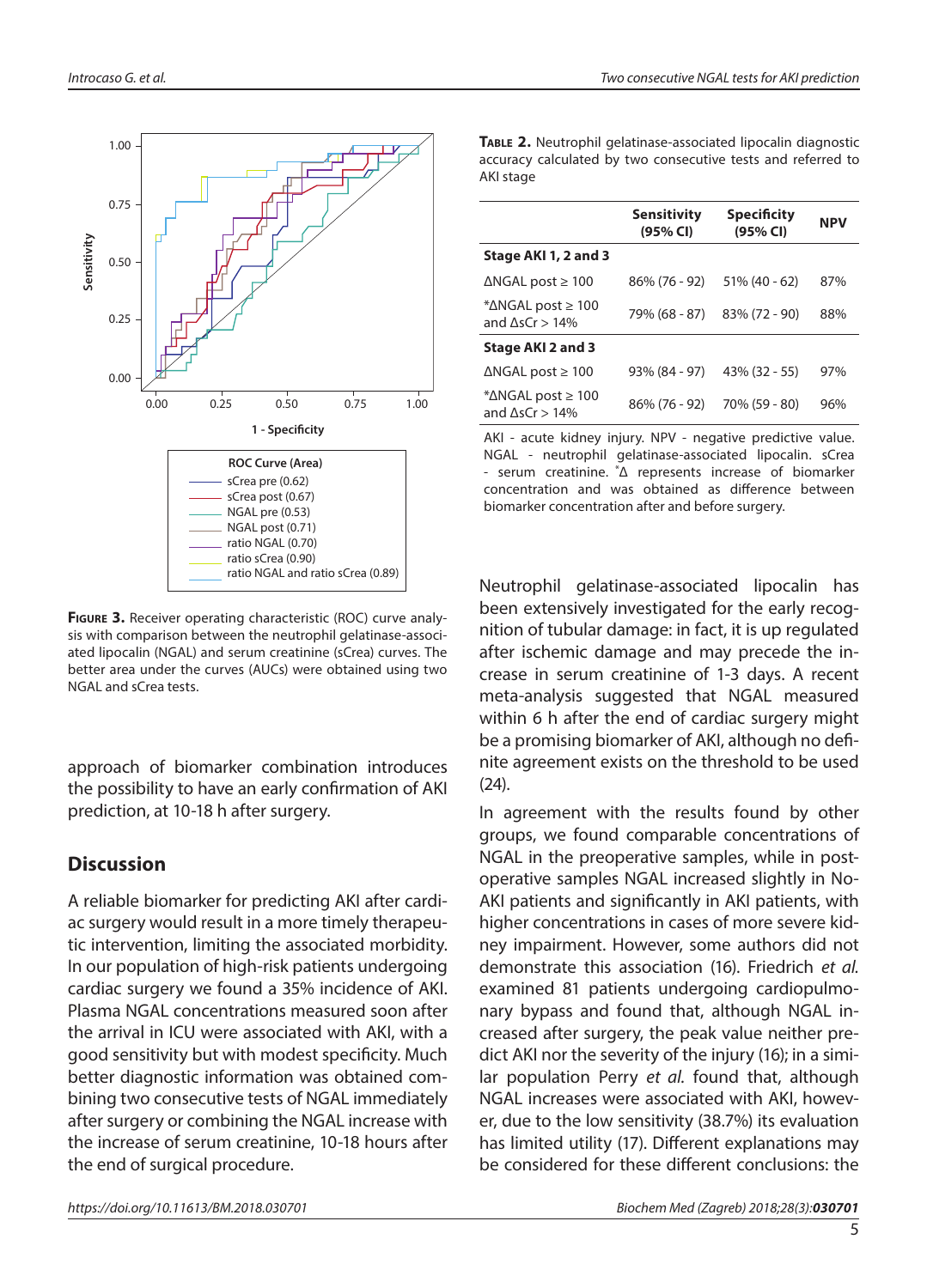**Figure 3.** Receiver operating characteristic (ROC) curve analysis with comparison between the neutrophil gelatinase-associated lipocalin (NGAL) and serum creatinine (sCrea) curves. The better area under the curves (AUCs) were obtained using two NGAL and sCrea tests.

approach of biomarker combination introduces the possibility to have an early confirmation of AKI prediction, at 10-18 h after surgery.

## Discussion

A reliable biomarker for predicting AKI after cardiac surgery would result in a more timely therapeutic intervention, limiting the associated morbidity. In our population of high-risk patients undergoing cardiac surgery we found a 35% incidence of AKI. Plasma NGAL concentrations measured soon after the arrival in ICU were associated with AKI, with a good sensitivity but with modest specificity. Much better diagnostic information was obtained combining two consecutive tests of NGAL immediately after surgery or combining the NGAL increase with the increase of serum creatinine, 10-18 hours after the end of surgical procedure.

**Table 2.** Neutrophil gelatinase-associated lipocalin diagnostic accuracy calculated by two consecutive tests and referred to AKI stage

| | Sensitivity (95% CI) | Specificity (95% CI) | NPV |
|---|---|---|---|
| **Stage AKI 1, 2 and 3** | | | |
| ΔNGAL post ≥ 100 | 86% (76 - 92) | 51% (40 - 62) | 87% |
| *ΔNGAL post ≥ 100 and ΔsCr > 14% | 79% (68 - 87) | 83% (72 - 90) | 88% |
| **Stage AKI 2 and 3** | | | |
| ΔNGAL post ≥ 100 | 93% (84 - 97) | 43% (32 - 55) | 97% |
| *ΔNGAL post ≥ 100 and ΔsCr > 14% | 86% (76 - 92) | 70% (59 - 80) | 96% |

AKI - acute kidney injury. NPV - negative predictive value. NGAL - neutrophil gelatinase-associated lipocalin. sCrea - serum creatinine. *Δ represents increase of biomarker concentration and was obtained as difference between biomarker concentration after and before surgery.

Neutrophil gelatinase-associated lipocalin has been extensively investigated for the early recognition of tubular damage: in fact, it is up regulated after ischemic damage and may precede the increase in serum creatinine of 1-3 days. A recent meta-analysis suggested that NGAL measured within 6 h after the end of cardiac surgery might be a promising biomarker of AKI, although no definite agreement exists on the threshold to be used (24).

In agreement with the results found by other groups, we found comparable concentrations of NGAL in the preoperative samples, while in postoperative samples NGAL increased slightly in No-AKI patients and significantly in AKI patients, with higher concentrations in cases of more severe kidney impairment. However, some authors did not demonstrate this association (16). Friedrich *et al.* examined 81 patients undergoing cardiopulmonary bypass and found that, although NGAL increased after surgery, the peak value neither predict AKI nor the severity of the injury (16); in a similar population Perry *et al.* found that, although NGAL increases were associated with AKI, however, due to the low sensitivity (38.7%) its evaluation has limited utility (17). Different explanations may be considered for these different conclusions: the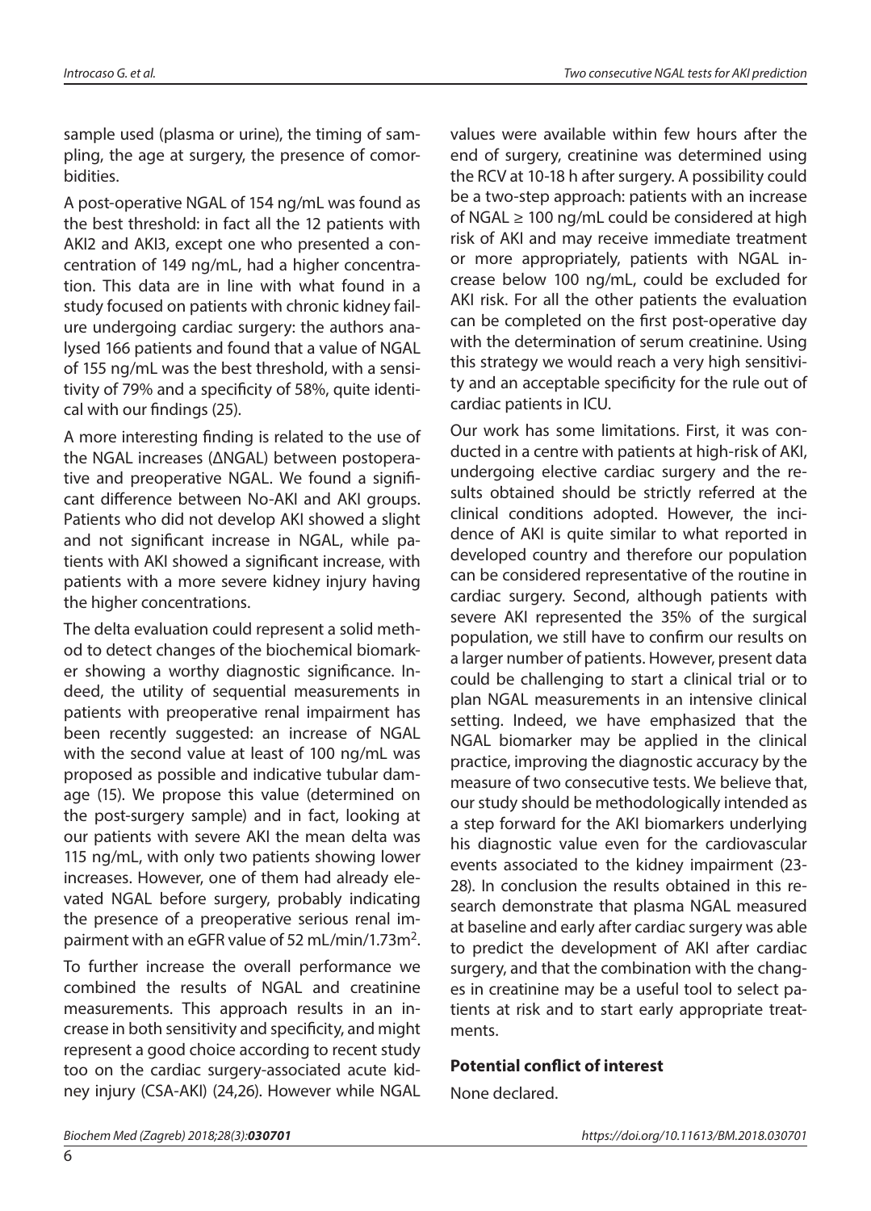sample used (plasma or urine), the timing of sampling, the age at surgery, the presence of comorbidities.

A post-operative NGAL of 154 ng/mL was found as the best threshold: in fact all the 12 patients with AKI2 and AKI3, except one who presented a concentration of 149 ng/mL, had a higher concentration. This data are in line with what found in a study focused on patients with chronic kidney failure undergoing cardiac surgery: the authors analysed 166 patients and found that a value of NGAL of 155 ng/mL was the best threshold, with a sensitivity of 79% and a specificity of 58%, quite identical with our findings (25).

A more interesting finding is related to the use of the NGAL increases (ΔNGAL) between postoperative and preoperative NGAL. We found a significant difference between No-AKI and AKI groups. Patients who did not develop AKI showed a slight and not significant increase in NGAL, while patients with AKI showed a significant increase, with patients with a more severe kidney injury having the higher concentrations.

The delta evaluation could represent a solid method to detect changes of the biochemical biomarker showing a worthy diagnostic significance. Indeed, the utility of sequential measurements in patients with preoperative renal impairment has been recently suggested: an increase of NGAL with the second value at least of 100 ng/mL was proposed as possible and indicative tubular damage (15). We propose this value (determined on the post-surgery sample) and in fact, looking at our patients with severe AKI the mean delta was 115 ng/mL, with only two patients showing lower increases. However, one of them had already elevated NGAL before surgery, probably indicating the presence of a preoperative serious renal impairment with an eGFR value of 52 mL/min/1.73m$^2$.

To further increase the overall performance we combined the results of NGAL and creatinine measurements. This approach results in an increase in both sensitivity and specificity, and might represent a good choice according to recent study too on the cardiac surgery-associated acute kidney injury (CSA-AKI) (24,26). However while NGAL values were available within few hours after the end of surgery, creatinine was determined using the RCV at 10-18 h after surgery. A possibility could be a two-step approach: patients with an increase of NGAL ≥ 100 ng/mL could be considered at high risk of AKI and may receive immediate treatment or more appropriately, patients with NGAL increase below 100 ng/mL, could be excluded for AKI risk. For all the other patients the evaluation can be completed on the first post-operative day with the determination of serum creatinine. Using this strategy we would reach a very high sensitivity and an acceptable specificity for the rule out of cardiac patients in ICU.

Our work has some limitations. First, it was conducted in a centre with patients at high-risk of AKI, undergoing elective cardiac surgery and the results obtained should be strictly referred at the clinical conditions adopted. However, the incidence of AKI is quite similar to what reported in developed country and therefore our population can be considered representative of the routine in cardiac surgery. Second, although patients with severe AKI represented the 35% of the surgical population, we still have to confirm our results on a larger number of patients. However, present data could be challenging to start a clinical trial or to plan NGAL measurements in an intensive clinical setting. Indeed, we have emphasized that the NGAL biomarker may be applied in the clinical practice, improving the diagnostic accuracy by the measure of two consecutive tests. We believe that, our study should be methodologically intended as a step forward for the AKI biomarkers underlying his diagnostic value even for the cardiovascular events associated to the kidney impairment (23-28). In conclusion the results obtained in this research demonstrate that plasma NGAL measured at baseline and early after cardiac surgery was able to predict the development of AKI after cardiac surgery, and that the combination with the changes in creatinine may be a useful tool to select patients at risk and to start early appropriate treatments.

**Potential conflict of interest**

None declared.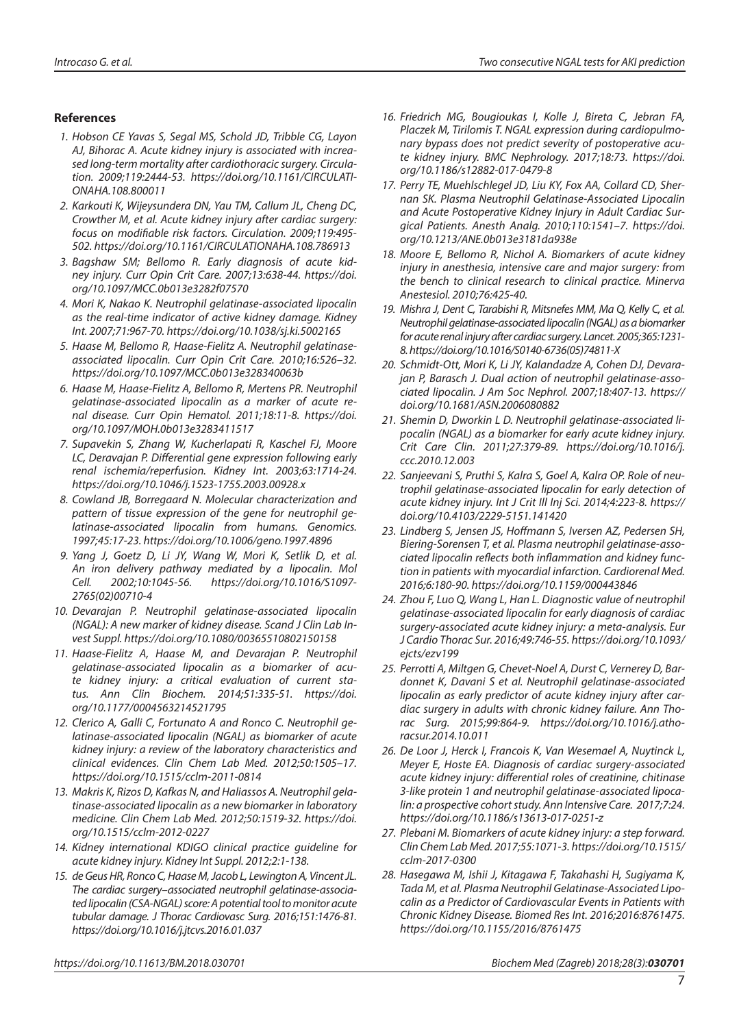## References

1. Hobson CE Yavas S, Segal MS, Schold JD, Tribble CG, Layon AJ, Bihorac A. Acute kidney injury is associated with increased long-term mortality after cardiothoracic surgery. Circulation. 2009;119:2444-53. https://doi.org/10.1161/CIRCULATIONAHA.108.800011
2. Karkouti K, Wijeysundera DN, Yau TM, Callum JL, Cheng DC, Crowther M, et al. Acute kidney injury after cardiac surgery: focus on modifiable risk factors. Circulation. 2009;119:495-502. https://doi.org/10.1161/CIRCULATIONAHA.108.786913
3. Bagshaw SM; Bellomo R. Early diagnosis of acute kidney injury. Curr Opin Crit Care. 2007;13:638-44. https://doi.org/10.1097/MCC.0b013e3282f07570
4. Mori K, Nakao K. Neutrophil gelatinase-associated lipocalin as the real-time indicator of active kidney damage. Kidney Int. 2007;71:967-70. https://doi.org/10.1038/sj.ki.5002165
5. Haase M, Bellomo R, Haase-Fielitz A. Neutrophil gelatinase-associated lipocalin. Curr Opin Crit Care. 2010;16:526–32. https://doi.org/10.1097/MCC.0b013e328340063b
6. Haase M, Haase-Fielitz A, Bellomo R, Mertens PR. Neutrophil gelatinase-associated lipocalin as a marker of acute renal disease. Curr Opin Hematol. 2011;18:11-8. https://doi.org/10.1097/MOH.0b013e3283411517
7. Supavekin S, Zhang W, Kucherlapati R, Kaschel FJ, Moore LC, Deravajan P. Differential gene expression following early renal ischemia/reperfusion. Kidney Int. 2003;63:1714-24. https://doi.org/10.1046/j.1523-1755.2003.00928.x
8. Cowland JB, Borregaard N. Molecular characterization and pattern of tissue expression of the gene for neutrophil gelatinase-associated lipocalin from humans. Genomics. 1997;45:17-23. https://doi.org/10.1006/geno.1997.4896
9. Yang J, Goetz D, Li JY, Wang W, Mori K, Setlik D, et al. An iron delivery pathway mediated by a lipocalin. Mol Cell. 2002;10:1045-56. https://doi.org/10.1016/S1097-2765(02)00710-4
10. Devarajan P. Neutrophil gelatinase-associated lipocalin (NGAL): A new marker of kidney disease. Scand J Clin Lab Invest Suppl. https://doi.org/10.1080/00365510802150158
11. Haase-Fielitz A, Haase M, and Devarajan P. Neutrophil gelatinase-associated lipocalin as a biomarker of acute kidney injury: a critical evaluation of current status. Ann Clin Biochem. 2014;51:335-51. https://doi.org/10.1177/0004563214521795
12. Clerico A, Galli C, Fortunato A and Ronco C. Neutrophil gelatinase-associated lipocalin (NGAL) as biomarker of acute kidney injury: a review of the laboratory characteristics and clinical evidences. Clin Chem Lab Med. 2012;50:1505–17. https://doi.org/10.1515/cclm-2011-0814
13. Makris K, Rizos D, Kafkas N, and Haliassos A. Neutrophil gelatinase-associated lipocalin as a new biomarker in laboratory medicine. Clin Chem Lab Med. 2012;50:1519-32. https://doi.org/10.1515/cclm-2012-0227
14. Kidney international KDIGO clinical practice guideline for acute kidney injury. Kidney Int Suppl. 2012;2:1-138.
15. de Geus HR, Ronco C, Haase M, Jacob L, Lewington A, Vincent JL. The cardiac surgery–associated neutrophil gelatinase-associated lipocalin (CSA-NGAL) score: A potential tool to monitor acute tubular damage. J Thorac Cardiovasc Surg. 2016;151:1476-81. https://doi.org/10.1016/j.jtcvs.2016.01.037
16. Friedrich MG, Bougioukas I, Kolle J, Bireta C, Jebran FA, Placzek M, Tirilomis T. NGAL expression during cardiopulmonary bypass does not predict severity of postoperative acute kidney injury. BMC Nephrology. 2017;18:73. https://doi.org/10.1186/s12882-017-0479-8
17. Perry TE, Muehlschlegel JD, Liu KY, Fox AA, Collard CD, Shernan SK. Plasma Neutrophil Gelatinase-Associated Lipocalin and Acute Postoperative Kidney Injury in Adult Cardiac Surgical Patients. Anesth Analg. 2010;110:1541–7. https://doi.org/10.1213/ANE.0b013e3181da938e
18. Moore E, Bellomo R, Nichol A. Biomarkers of acute kidney injury in anesthesia, intensive care and major surgery: from the bench to clinical research to clinical practice. Minerva Anestesiol. 2010;76:425-40.
19. Mishra J, Dent C, Tarabishi R, Mitsnefes MM, Ma Q, Kelly C, et al. Neutrophil gelatinase-associated lipocalin (NGAL) as a biomarker for acute renal injury after cardiac surgery. Lancet. 2005;365:1231-8. https://doi.org/10.1016/S0140-6736(05)74811-X
20. Schmidt-Ott, Mori K, Li JY, Kalandadze A, Cohen DJ, Devarajan P, Barasch J. Dual action of neutrophil gelatinase-associated lipocalin. J Am Soc Nephrol. 2007;18:407-13. https://doi.org/10.1681/ASN.2006080882
21. Shemin D, Dworkin L D. Neutrophil gelatinase-associated lipocalin (NGAL) as a biomarker for early acute kidney injury. Crit Care Clin. 2011;27:379-89. https://doi.org/10.1016/j.ccc.2010.12.003
22. Sanjeevani S, Pruthi S, Kalra S, Goel A, Kalra OP. Role of neutrophil gelatinase-associated lipocalin for early detection of acute kidney injury. Int J Crit Ill Inj Sci. 2014;4:223-8. https://doi.org/10.4103/2229-5151.141420
23. Lindberg S, Jensen JS, Hoffmann S, Iversen AZ, Pedersen SH, Biering-Sorensen T, et al. Plasma neutrophil gelatinase-associated lipocalin reflects both inflammation and kidney function in patients with myocardial infarction. Cardiorenal Med. 2016;6:180-90. https://doi.org/10.1159/000443846
24. Zhou F, Luo Q, Wang L, Han L. Diagnostic value of neutrophil gelatinase-associated lipocalin for early diagnosis of cardiac surgery-associated acute kidney injury: a meta-analysis. Eur J Cardio Thorac Sur. 2016;49:746-55. https://doi.org/10.1093/ejcts/ezv199
25. Perrotti A, Miltgen G, Chevet-Noel A, Durst C, Vernerey D, Bardonnet K, Davani S et al. Neutrophil gelatinase-associated lipocalin as early predictor of acute kidney injury after cardiac surgery in adults with chronic kidney failure. Ann Thorac Surg. 2015;99:864-9. https://doi.org/10.1016/j.athoracsur.2014.10.011
26. De Loor J, Herck I, Francois K, Van Wesemael A, Nuytinck L, Meyer E, Hoste EA. Diagnosis of cardiac surgery-associated acute kidney injury: differential roles of creatinine, chitinase 3-like protein 1 and neutrophil gelatinase-associated lipocalin: a prospective cohort study. Ann Intensive Care. 2017;7:24. https://doi.org/10.1186/s13613-017-0251-z
27. Plebani M. Biomarkers of acute kidney injury: a step forward. Clin Chem Lab Med. 2017;55:1071-3. https://doi.org/10.1515/cclm-2017-0300
28. Hasegawa M, Ishii J, Kitagawa F, Takahashi H, Sugiyama K, Tada M, et al. Plasma Neutrophil Gelatinase-Associated Lipocalin as a Predictor of Cardiovascular Events in Patients with Chronic Kidney Disease. Biomed Res Int. 2016;2016:8761475. https://doi.org/10.1155/2016/8761475